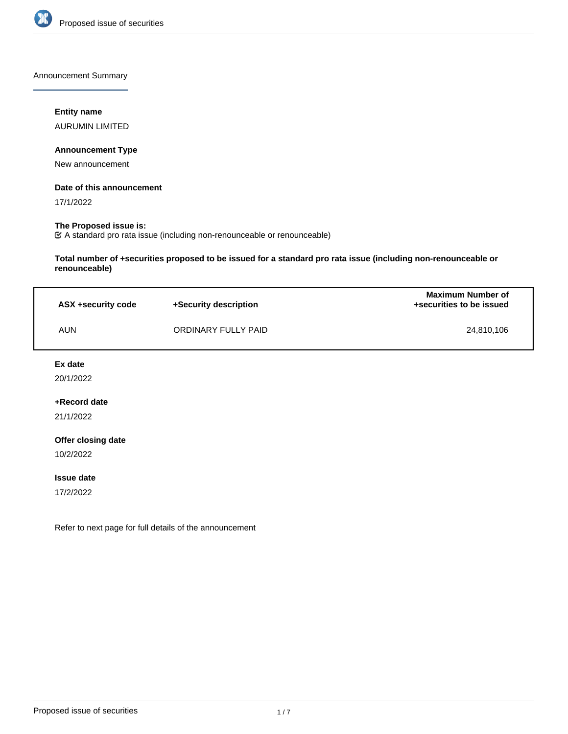## Announcement Summary

**Entity name**

AURUMIN LIMITED

**Announcement Type**

New announcement

**Date of this announcement**

17/1/2022

**The Proposed issue is:**

☑ A standard pro rata issue (including non-renounceable or renounceable)

**Total number of +securities proposed to be issued for a standard pro rata issue (including non-renounceable or renounceable)**

| ASX +security code | +Security description | Maximum Number of +securities to be issued |
|---|---|---|
| AUN | ORDINARY FULLY PAID | 24,810,106 |

**Ex date**

20/1/2022

**+Record date**

21/1/2022

**Offer closing date**

10/2/2022

**Issue date**

17/2/2022

Refer to next page for full details of the announcement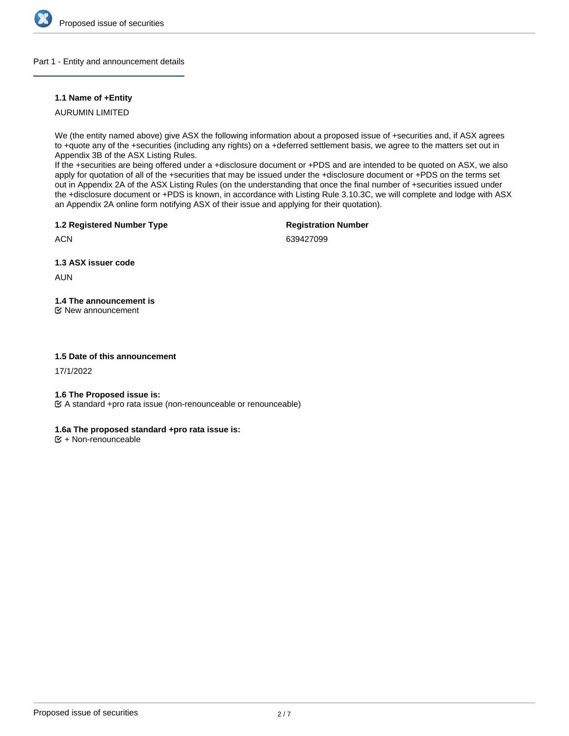## Part 1 - Entity and announcement details

### 1.1 Name of +Entity

AURUMIN LIMITED

We (the entity named above) give ASX the following information about a proposed issue of +securities and, if ASX agrees to +quote any of the +securities (including any rights) on a +deferred settlement basis, we agree to the matters set out in Appendix 3B of the ASX Listing Rules.
If the +securities are being offered under a +disclosure document or +PDS and are intended to be quoted on ASX, we also apply for quotation of all of the +securities that may be issued under the +disclosure document or +PDS on the terms set out in Appendix 2A of the ASX Listing Rules (on the understanding that once the final number of +securities issued under the +disclosure document or +PDS is known, in accordance with Listing Rule 3.10.3C, we will complete and lodge with ASX an Appendix 2A online form notifying ASX of their issue and applying for their quotation).

### 1.2 Registered Number Type

ACN

### Registration Number

639427099

### 1.3 ASX issuer code

AUN

### 1.4 The announcement is

☑ New announcement

### 1.5 Date of this announcement

17/1/2022

### 1.6 The Proposed issue is:

☑ A standard +pro rata issue (non-renounceable or renounceable)

### 1.6a The proposed standard +pro rata issue is:

☑ + Non-renounceable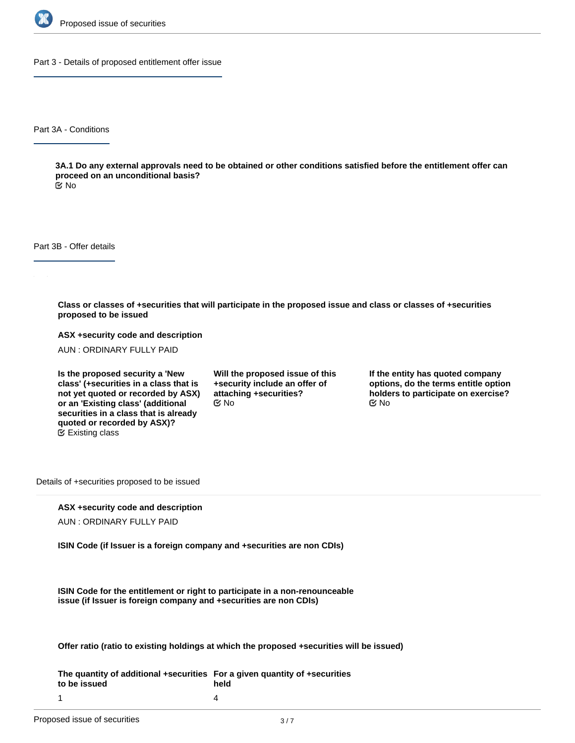## Part 3 - Details of proposed entitlement offer issue

### Part 3A - Conditions

**3A.1 Do any external approvals need to be obtained or other conditions satisfied before the entitlement offer can proceed on an unconditional basis?**

No

### Part 3B - Offer details

**Class or classes of +securities that will participate in the proposed issue and class or classes of +securities proposed to be issued**

**ASX +security code and description**

AUN : ORDINARY FULLY PAID

**Is the proposed security a 'New class' (+securities in a class that is not yet quoted or recorded by ASX) or an 'Existing class' (additional securities in a class that is already quoted or recorded by ASX)?**

Existing class

**Will the proposed issue of this +security include an offer of attaching +securities?**

No

**If the entity has quoted company options, do the terms entitle option holders to participate on exercise?**

No

Details of +securities proposed to be issued

**ASX +security code and description**

AUN : ORDINARY FULLY PAID

**ISIN Code (if Issuer is a foreign company and +securities are non CDIs)**

**ISIN Code for the entitlement or right to participate in a non-renounceable issue (if Issuer is foreign company and +securities are non CDIs)**

**Offer ratio (ratio to existing holdings at which the proposed +securities will be issued)**

| The quantity of additional +securities to be issued | For a given quantity of +securities held |
|---|---|
| 1 | 4 |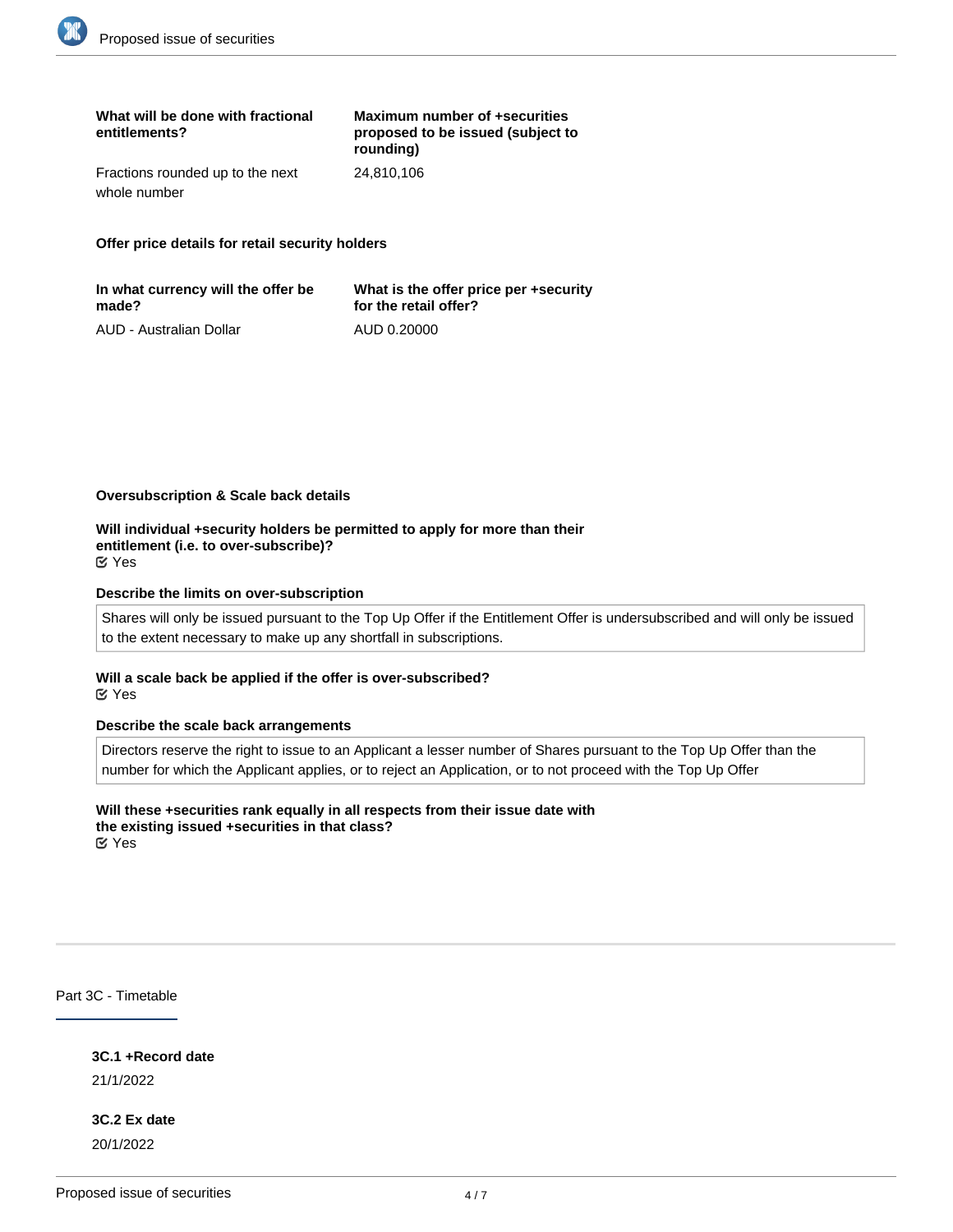| What will be done with fractional entitlements? | Maximum number of +securities proposed to be issued (subject to rounding) |
| --- | --- |
| Fractions rounded up to the next whole number | 24,810,106 |

**Offer price details for retail security holders**

| In what currency will the offer be made? | What is the offer price per +security for the retail offer? |
| --- | --- |
| AUD - Australian Dollar | AUD 0.20000 |

**Oversubscription & Scale back details**

**Will individual +security holders be permitted to apply for more than their entitlement (i.e. to over-subscribe)?**
Yes

**Describe the limits on over-subscription**

Shares will only be issued pursuant to the Top Up Offer if the Entitlement Offer is undersubscribed and will only be issued to the extent necessary to make up any shortfall in subscriptions.

**Will a scale back be applied if the offer is over-subscribed?**
Yes

**Describe the scale back arrangements**

Directors reserve the right to issue to an Applicant a lesser number of Shares pursuant to the Top Up Offer than the number for which the Applicant applies, or to reject an Application, or to not proceed with the Top Up Offer

**Will these +securities rank equally in all respects from their issue date with the existing issued +securities in that class?**
Yes

## Part 3C - Timetable

**3C.1 +Record date**
21/1/2022

**3C.2 Ex date**
20/1/2022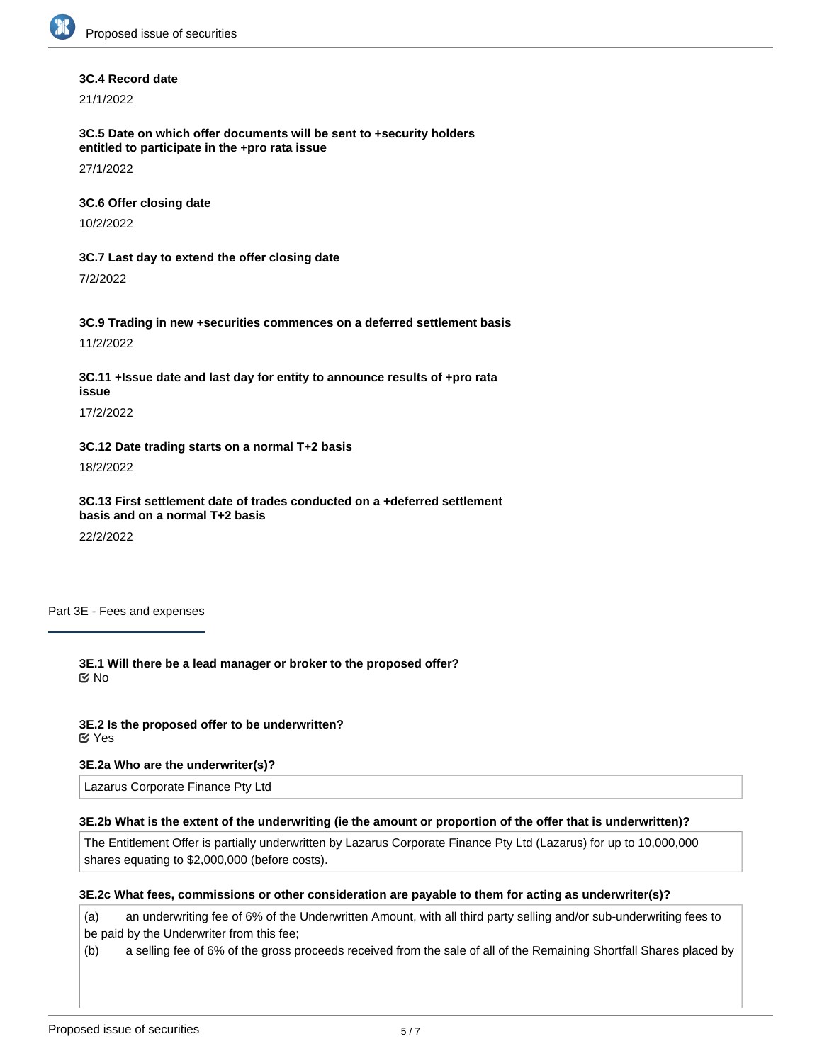**3C.4 Record date**

21/1/2022

**3C.5 Date on which offer documents will be sent to +security holders entitled to participate in the +pro rata issue**

27/1/2022

**3C.6 Offer closing date**

10/2/2022

**3C.7 Last day to extend the offer closing date**

7/2/2022

**3C.9 Trading in new +securities commences on a deferred settlement basis**

11/2/2022

**3C.11 +Issue date and last day for entity to announce results of +pro rata issue**

17/2/2022

**3C.12 Date trading starts on a normal T+2 basis**

18/2/2022

**3C.13 First settlement date of trades conducted on a +deferred settlement basis and on a normal T+2 basis**

22/2/2022

## Part 3E - Fees and expenses

**3E.1 Will there be a lead manager or broker to the proposed offer?**

☑ No

**3E.2 Is the proposed offer to be underwritten?**

☑ Yes

**3E.2a Who are the underwriter(s)?**

Lazarus Corporate Finance Pty Ltd

**3E.2b What is the extent of the underwriting (ie the amount or proportion of the offer that is underwritten)?**

The Entitlement Offer is partially underwritten by Lazarus Corporate Finance Pty Ltd (Lazarus) for up to 10,000,000 shares equating to $2,000,000 (before costs).

**3E.2c What fees, commissions or other consideration are payable to them for acting as underwriter(s)?**

(a) an underwriting fee of 6% of the Underwritten Amount, with all third party selling and/or sub-underwriting fees to be paid by the Underwriter from this fee;

(b) a selling fee of 6% of the gross proceeds received from the sale of all of the Remaining Shortfall Shares placed by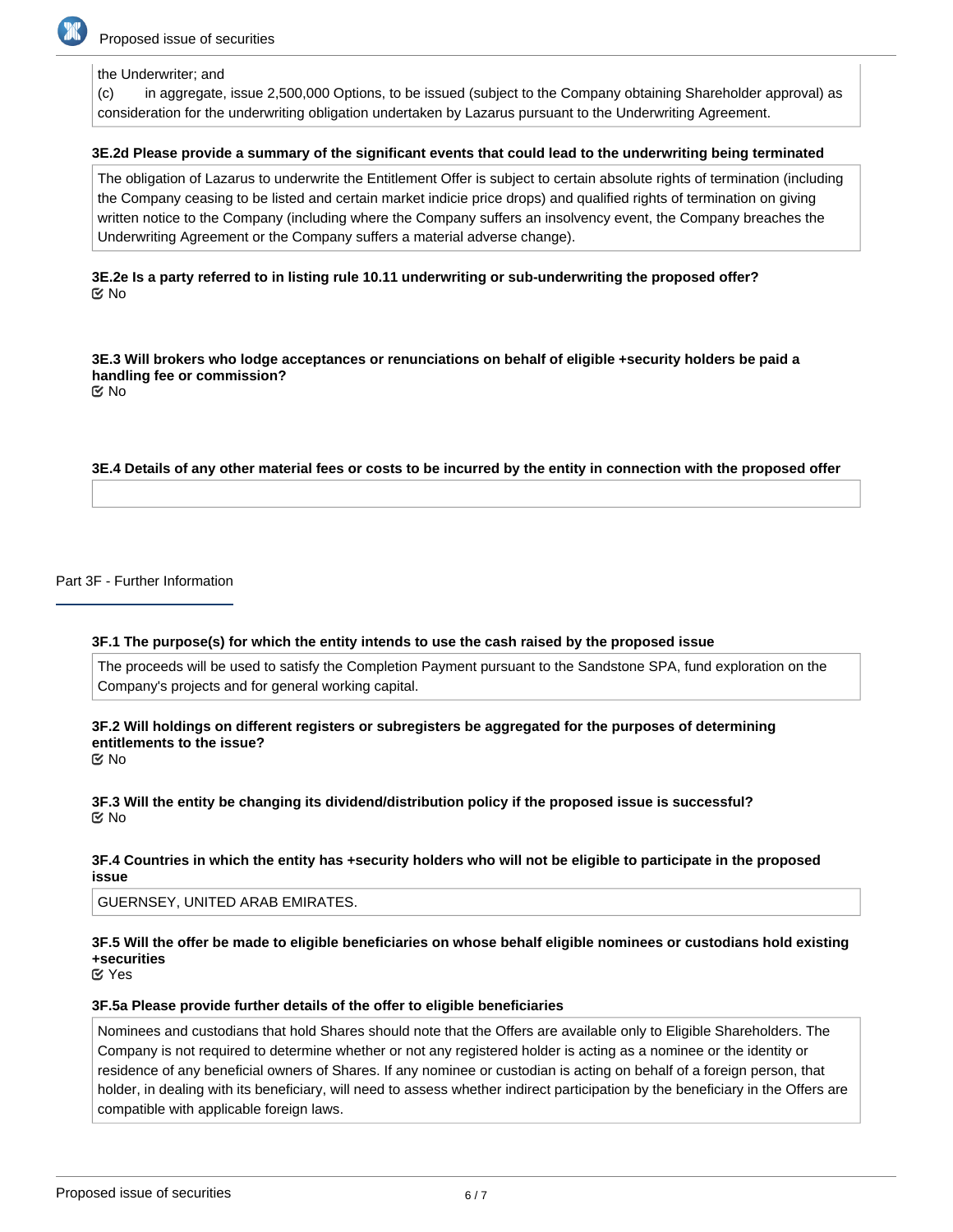the Underwriter; and

(c) in aggregate, issue 2,500,000 Options, to be issued (subject to the Company obtaining Shareholder approval) as consideration for the underwriting obligation undertaken by Lazarus pursuant to the Underwriting Agreement.

**3E.2d Please provide a summary of the significant events that could lead to the underwriting being terminated**

The obligation of Lazarus to underwrite the Entitlement Offer is subject to certain absolute rights of termination (including the Company ceasing to be listed and certain market indicie price drops) and qualified rights of termination on giving written notice to the Company (including where the Company suffers an insolvency event, the Company breaches the Underwriting Agreement or the Company suffers a material adverse change).

**3E.2e Is a party referred to in listing rule 10.11 underwriting or sub-underwriting the proposed offer?**

No

**3E.3 Will brokers who lodge acceptances or renunciations on behalf of eligible +security holders be paid a handling fee or commission?**

No

**3E.4 Details of any other material fees or costs to be incurred by the entity in connection with the proposed offer**

## Part 3F - Further Information

**3F.1 The purpose(s) for which the entity intends to use the cash raised by the proposed issue**

The proceeds will be used to satisfy the Completion Payment pursuant to the Sandstone SPA, fund exploration on the Company's projects and for general working capital.

**3F.2 Will holdings on different registers or subregisters be aggregated for the purposes of determining entitlements to the issue?**

No

**3F.3 Will the entity be changing its dividend/distribution policy if the proposed issue is successful?**

No

**3F.4 Countries in which the entity has +security holders who will not be eligible to participate in the proposed issue**

GUERNSEY, UNITED ARAB EMIRATES.

**3F.5 Will the offer be made to eligible beneficiaries on whose behalf eligible nominees or custodians hold existing +securities**

Yes

**3F.5a Please provide further details of the offer to eligible beneficiaries**

Nominees and custodians that hold Shares should note that the Offers are available only to Eligible Shareholders. The Company is not required to determine whether or not any registered holder is acting as a nominee or the identity or residence of any beneficial owners of Shares. If any nominee or custodian is acting on behalf of a foreign person, that holder, in dealing with its beneficiary, will need to assess whether indirect participation by the beneficiary in the Offers are compatible with applicable foreign laws.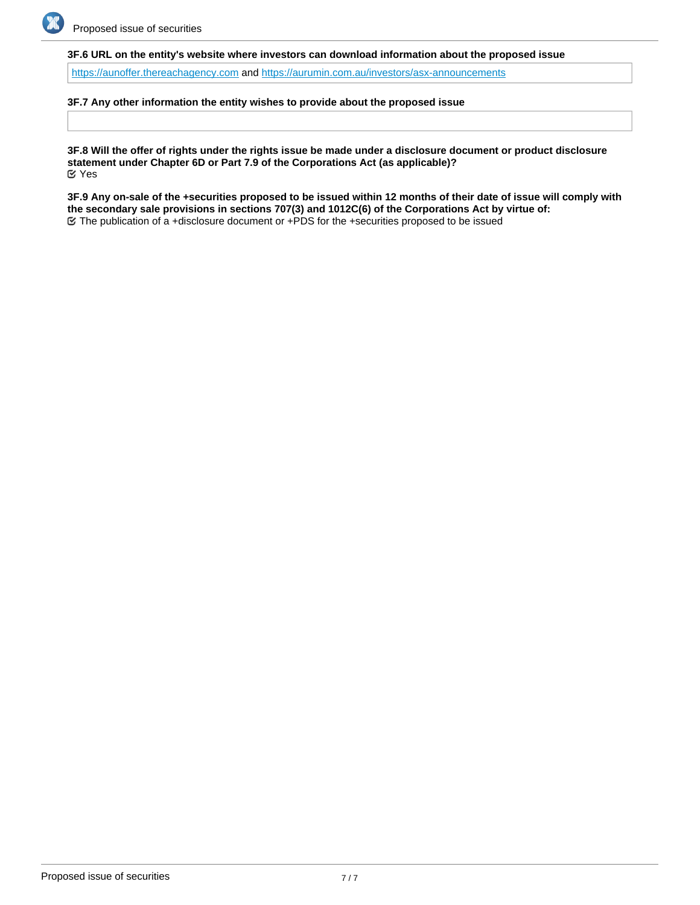**3F.6 URL on the entity's website where investors can download information about the proposed issue**

https://aunoffer.thereachagency.com and https://aurumin.com.au/investors/asx-announcements

**3F.7 Any other information the entity wishes to provide about the proposed issue**

**3F.8 Will the offer of rights under the rights issue be made under a disclosure document or product disclosure statement under Chapter 6D or Part 7.9 of the Corporations Act (as applicable)?**

☑ Yes

**3F.9 Any on-sale of the +securities proposed to be issued within 12 months of their date of issue will comply with the secondary sale provisions in sections 707(3) and 1012C(6) of the Corporations Act by virtue of:**

☑ The publication of a +disclosure document or +PDS for the +securities proposed to be issued